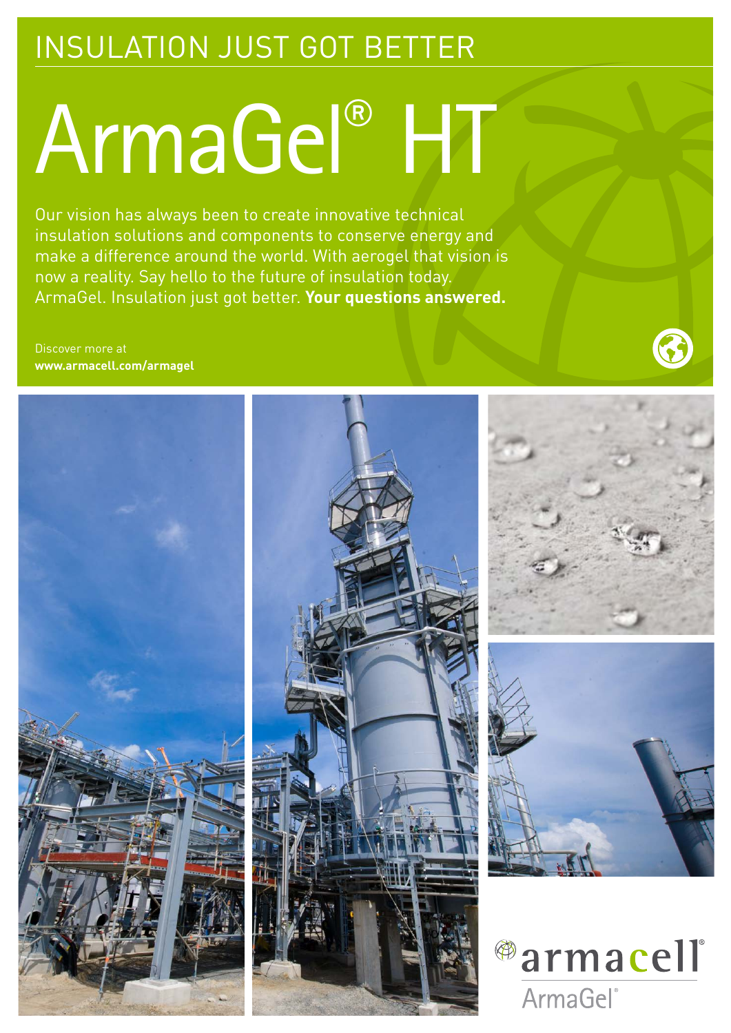INSULATION JUST GOT BETTER

# ArmaGel® HT

Our vision has always been to create innovative technical insulation solutions and components to conserve energy and make a difference around the world. With aerogel that vision is now a reality. Say hello to the future of insulation today. ArmaGel. Insulation just got better. **Your questions answered.**

Discover more at
**www.armacell.com/armagel**

armacell®
ArmaGel®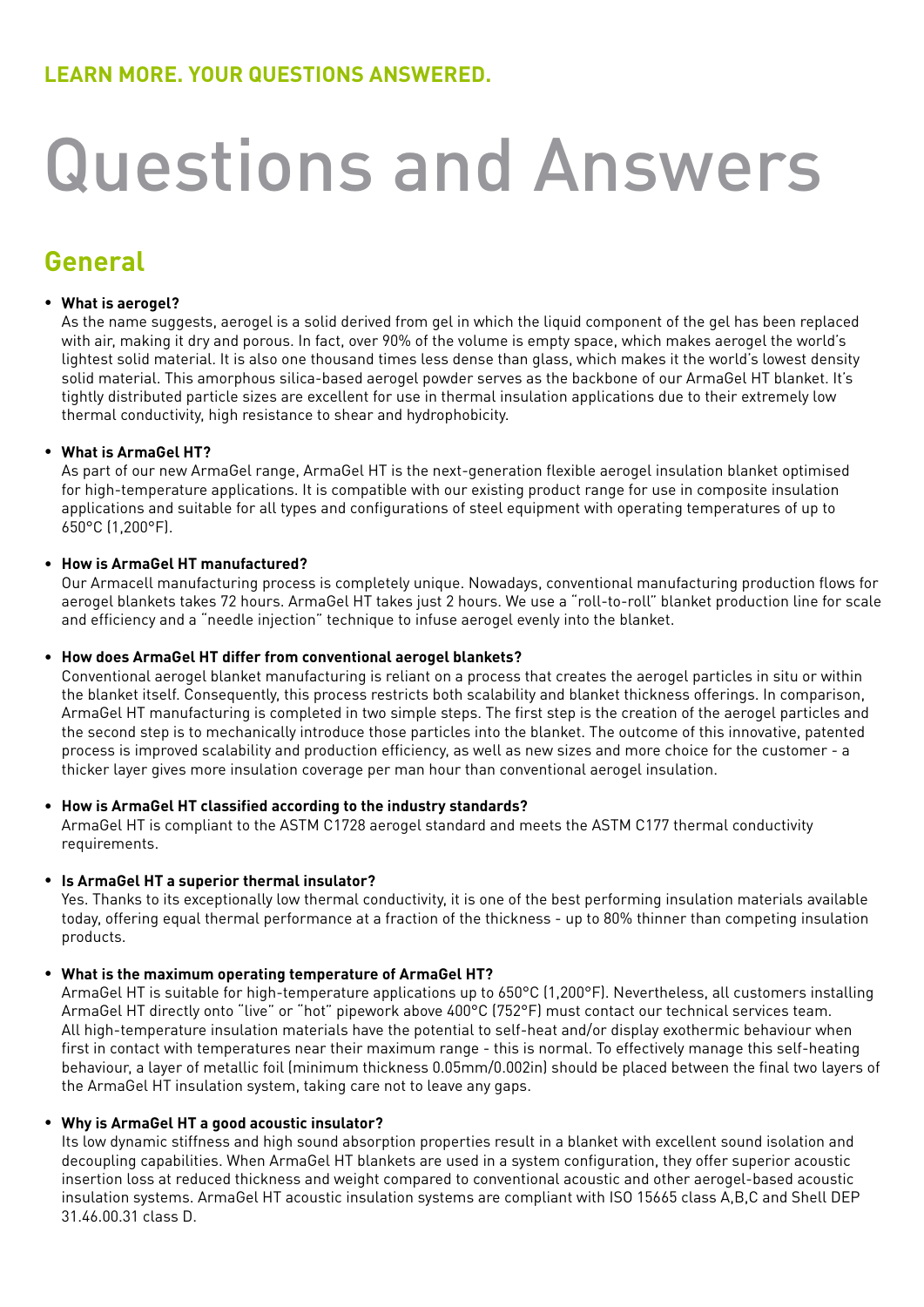**LEARN MORE. YOUR QUESTIONS ANSWERED.**

# Questions and Answers

## General

- **What is aerogel?**
  As the name suggests, aerogel is a solid derived from gel in which the liquid component of the gel has been replaced with air, making it dry and porous. In fact, over 90% of the volume is empty space, which makes aerogel the world's lightest solid material. It is also one thousand times less dense than glass, which makes it the world's lowest density solid material. This amorphous silica-based aerogel powder serves as the backbone of our ArmaGel HT blanket. It's tightly distributed particle sizes are excellent for use in thermal insulation applications due to their extremely low thermal conductivity, high resistance to shear and hydrophobicity.

- **What is ArmaGel HT?**
  As part of our new ArmaGel range, ArmaGel HT is the next-generation flexible aerogel insulation blanket optimised for high-temperature applications. It is compatible with our existing product range for use in composite insulation applications and suitable for all types and configurations of steel equipment with operating temperatures of up to 650°C (1,200°F).

- **How is ArmaGel HT manufactured?**
  Our Armacell manufacturing process is completely unique. Nowadays, conventional manufacturing production flows for aerogel blankets takes 72 hours. ArmaGel HT takes just 2 hours. We use a "roll-to-roll" blanket production line for scale and efficiency and a "needle injection" technique to infuse aerogel evenly into the blanket.

- **How does ArmaGel HT differ from conventional aerogel blankets?**
  Conventional aerogel blanket manufacturing is reliant on a process that creates the aerogel particles in situ or within the blanket itself. Consequently, this process restricts both scalability and blanket thickness offerings. In comparison, ArmaGel HT manufacturing is completed in two simple steps. The first step is the creation of the aerogel particles and the second step is to mechanically introduce those particles into the blanket. The outcome of this innovative, patented process is improved scalability and production efficiency, as well as new sizes and more choice for the customer - a thicker layer gives more insulation coverage per man hour than conventional aerogel insulation.

- **How is ArmaGel HT classified according to the industry standards?**
  ArmaGel HT is compliant to the ASTM C1728 aerogel standard and meets the ASTM C177 thermal conductivity requirements.

- **Is ArmaGel HT a superior thermal insulator?**
  Yes. Thanks to its exceptionally low thermal conductivity, it is one of the best performing insulation materials available today, offering equal thermal performance at a fraction of the thickness - up to 80% thinner than competing insulation products.

- **What is the maximum operating temperature of ArmaGel HT?**
  ArmaGel HT is suitable for high-temperature applications up to 650°C (1,200°F). Nevertheless, all customers installing ArmaGel HT directly onto "live" or "hot" pipework above 400°C (752°F) must contact our technical services team. All high-temperature insulation materials have the potential to self-heat and/or display exothermic behaviour when first in contact with temperatures near their maximum range - this is normal. To effectively manage this self-heating behaviour, a layer of metallic foil (minimum thickness 0.05mm/0.002in) should be placed between the final two layers of the ArmaGel HT insulation system, taking care not to leave any gaps.

- **Why is ArmaGel HT a good acoustic insulator?**
  Its low dynamic stiffness and high sound absorption properties result in a blanket with excellent sound isolation and decoupling capabilities. When ArmaGel HT blankets are used in a system configuration, they offer superior acoustic insertion loss at reduced thickness and weight compared to conventional acoustic and other aerogel-based acoustic insulation systems. ArmaGel HT acoustic insulation systems are compliant with ISO 15665 class A,B,C and Shell DEP 31.46.00.31 class D.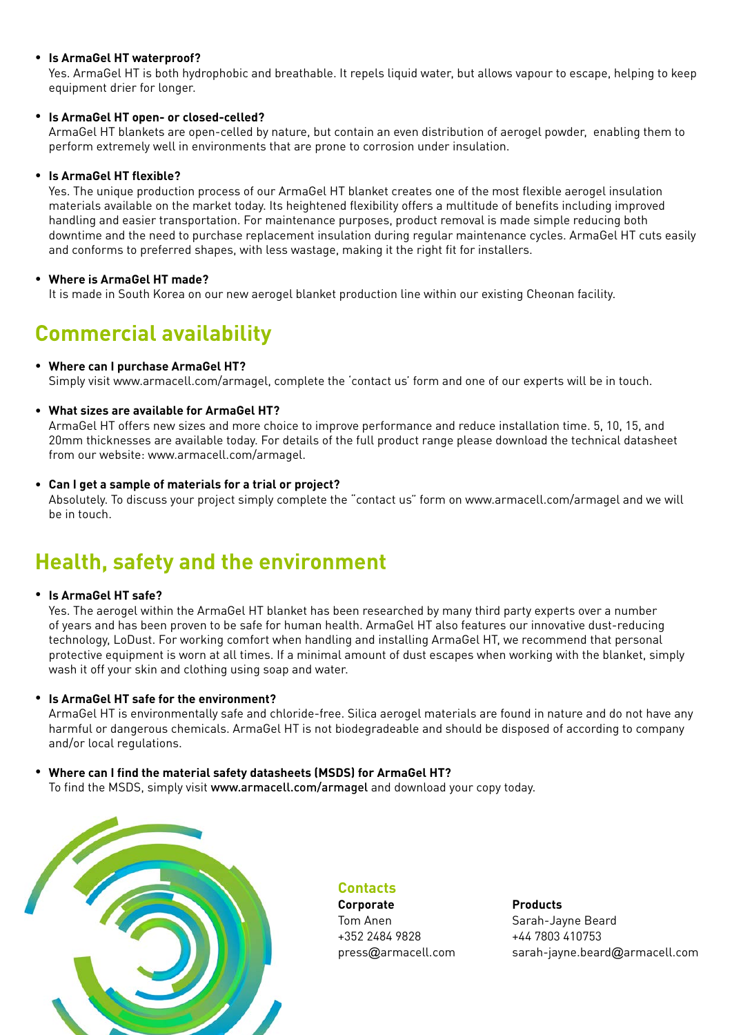- **Is ArmaGel HT waterproof?**
  Yes. ArmaGel HT is both hydrophobic and breathable. It repels liquid water, but allows vapour to escape, helping to keep equipment drier for longer.

- **Is ArmaGel HT open- or closed-celled?**
  ArmaGel HT blankets are open-celled by nature, but contain an even distribution of aerogel powder, enabling them to perform extremely well in environments that are prone to corrosion under insulation.

- **Is ArmaGel HT flexible?**
  Yes. The unique production process of our ArmaGel HT blanket creates one of the most flexible aerogel insulation materials available on the market today. Its heightened flexibility offers a multitude of benefits including improved handling and easier transportation. For maintenance purposes, product removal is made simple reducing both downtime and the need to purchase replacement insulation during regular maintenance cycles. ArmaGel HT cuts easily and conforms to preferred shapes, with less wastage, making it the right fit for installers.

- **Where is ArmaGel HT made?**
  It is made in South Korea on our new aerogel blanket production line within our existing Cheonan facility.

## Commercial availability

- **Where can I purchase ArmaGel HT?**
  Simply visit www.armacell.com/armagel, complete the 'contact us' form and one of our experts will be in touch.

- **What sizes are available for ArmaGel HT?**
  ArmaGel HT offers new sizes and more choice to improve performance and reduce installation time. 5, 10, 15, and 20mm thicknesses are available today. For details of the full product range please download the technical datasheet from our website: www.armacell.com/armagel.

- **Can I get a sample of materials for a trial or project?**
  Absolutely. To discuss your project simply complete the "contact us" form on www.armacell.com/armagel and we will be in touch.

## Health, safety and the environment

- **Is ArmaGel HT safe?**
  Yes. The aerogel within the ArmaGel HT blanket has been researched by many third party experts over a number of years and has been proven to be safe for human health. ArmaGel HT also features our innovative dust-reducing technology, LoDust. For working comfort when handling and installing ArmaGel HT, we recommend that personal protective equipment is worn at all times. If a minimal amount of dust escapes when working with the blanket, simply wash it off your skin and clothing using soap and water.

- **Is ArmaGel HT safe for the environment?**
  ArmaGel HT is environmentally safe and chloride-free. Silica aerogel materials are found in nature and do not have any harmful or dangerous chemicals. ArmaGel HT is not biodegradeable and should be disposed of according to company and/or local regulations.

- **Where can I find the material safety datasheets (MSDS) for ArmaGel HT?**
  To find the MSDS, simply visit **www.armacell.com/armagel** and download your copy today.

### Contacts

**Corporate**
Tom Anen
+352 2484 9828
press@armacell.com

**Products**
Sarah-Jayne Beard
+44 7803 410753
sarah-jayne.beard@armacell.com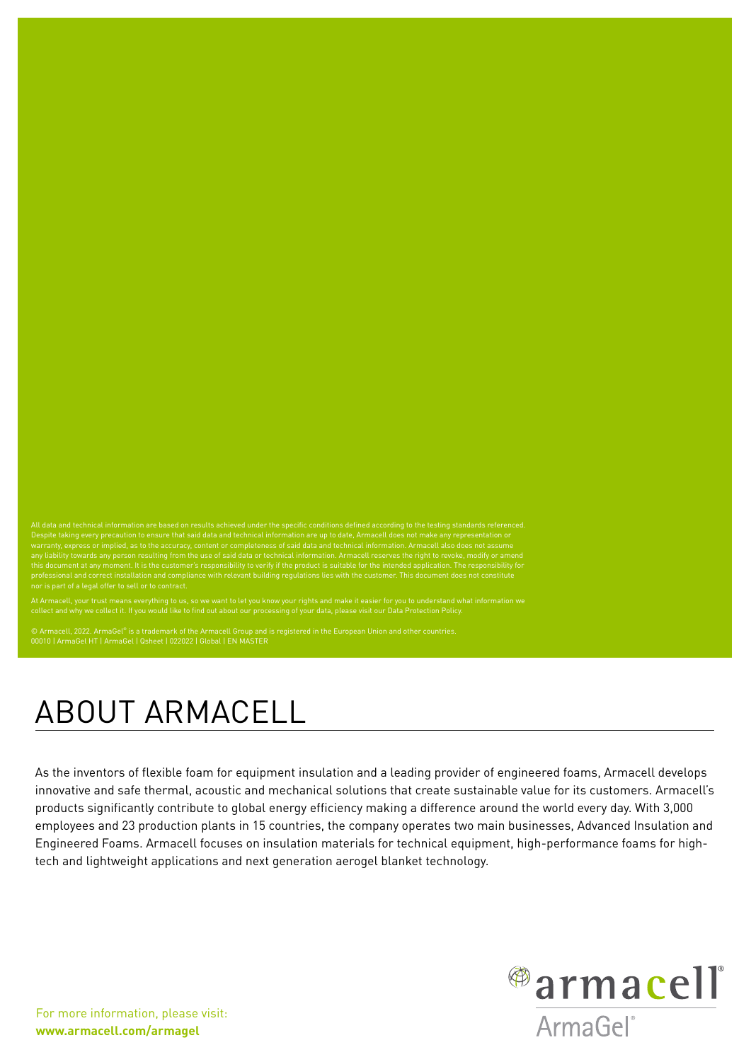All data and technical information are based on results achieved under the specific conditions defined according to the testing standards referenced. Despite taking every precaution to ensure that said data and technical information are up to date, Armacell does not make any representation or warranty, express or implied, as to the accuracy, content or completeness of said data and technical information. Armacell also does not assume any liability towards any person resulting from the use of said data or technical information. Armacell reserves the right to revoke, modify or amend this document at any moment. It is the customer's responsibility to verify if the product is suitable for the intended application. The responsibility for professional and correct installation and compliance with relevant building regulations lies with the customer. This document does not constitute nor is part of a legal offer to sell or to contract.

At Armacell, your trust means everything to us, so we want to let you know your rights and make it easier for you to understand what information we collect and why we collect it. If you would like to find out about our processing of your data, please visit our Data Protection Policy.

© Armacell, 2022. ArmaGel® is a trademark of the Armacell Group and is registered in the European Union and other countries.
00010 | ArmaGel HT | ArmaGel | Qsheet | 022022 | Global | EN MASTER

# ABOUT ARMACELL

As the inventors of flexible foam for equipment insulation and a leading provider of engineered foams, Armacell develops innovative and safe thermal, acoustic and mechanical solutions that create sustainable value for its customers. Armacell's products significantly contribute to global energy efficiency making a difference around the world every day. With 3,000 employees and 23 production plants in 15 countries, the company operates two main businesses, Advanced Insulation and Engineered Foams. Armacell focuses on insulation materials for technical equipment, high-performance foams for high-tech and lightweight applications and next generation aerogel blanket technology.

For more information, please visit:
**www.armacell.com/armagel**

armacell®
ArmaGel®